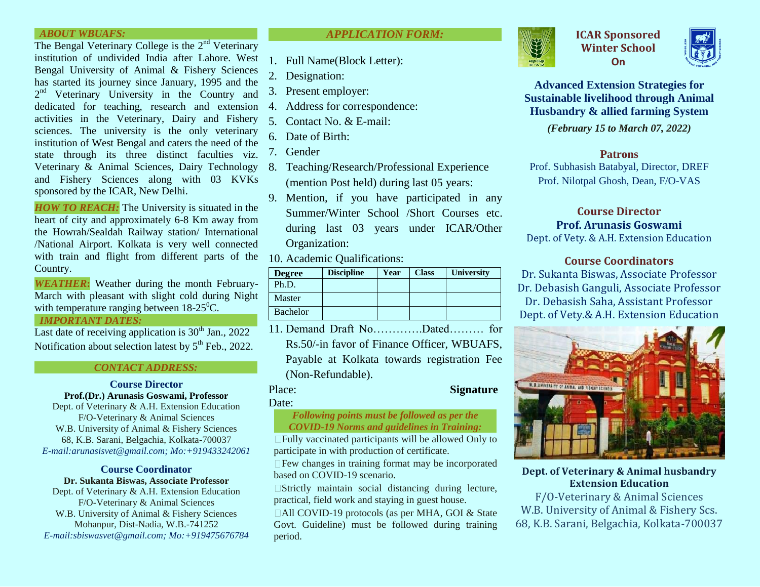## ABOUT WBUAFS:

The Bengal Veterinary College is the 2nd Veterinary institution of undivided India after Lahore. West Bengal University of Animal & Fishery Sciences has started its journey since January, 1995 and the 2nd Veterinary University in the Country and dedicated for teaching, research and extension activities in the Veterinary, Dairy and Fishery sciences. The university is the only veterinary institution of West Bengal and caters the need of the state through its three distinct faculties viz. Veterinary & Animal Sciences, Dairy Technology and Fishery Sciences along with 03 KVKs sponsored by the ICAR, New Delhi.

***HOW TO REACH:*** The University is situated in the heart of city and approximately 6-8 Km away from the Howrah/Sealdah Railway station/ International /National Airport. Kolkata is very well connected with train and flight from different parts of the Country.

***WEATHER:*** Weather during the month February-March with pleasant with slight cold during Night with temperature ranging between 18-25$^0$C.

## IMPORTANT DATES:

Last date of receiving application is 30th Jan., 2022

Notification about selection latest by 5th Feb., 2022.

## CONTACT ADDRESS:

**Course Director**

**Prof.(Dr.) Arunasis Goswami, Professor**
Dept. of Veterinary & A.H. Extension Education
F/O-Veterinary & Animal Sciences
W.B. University of Animal & Fishery Sciences
68, K.B. Sarani, Belgachia, Kolkata-700037
*E-mail:arunasisvet@gmail.com; Mo:+919433242061*

**Course Coordinator**

**Dr. Sukanta Biswas, Associate Professor**
Dept. of Veterinary & A.H. Extension Education
F/O-Veterinary & Animal Sciences
W.B. University of Animal & Fishery Sciences
Mohanpur, Dist-Nadia, W.B.-741252
*E-mail:sbiswasvet@gmail.com; Mo:+919475676784*

## APPLICATION FORM:

1. Full Name(Block Letter):
2. Designation:
3. Present employer:
4. Address for correspondence:
5. Contact No. & E-mail:
6. Date of Birth:
7. Gender
8. Teaching/Research/Professional Experience (mention Post held) during last 05 years:
9. Mention, if you have participated in any Summer/Winter School /Short Courses etc. during last 03 years under ICAR/Other Organization:
10. Academic Qualifications:

| Degree | Discipline | Year | Class | University |
|---|---|---|---|---|
| Ph.D. | | | | |
| Master | | | | |
| Bachelor | | | | |

11. Demand Draft No………….Dated……… for Rs.50/-in favor of Finance Officer, WBUAFS, Payable at Kolkata towards registration Fee (Non-Refundable).

Place: **Signature**

Date:

***Following points must be followed as per the COVID-19 Norms and guidelines in Training:***

- Fully vaccinated participants will be allowed Only to participate in with production of certificate.
- Few changes in training format may be incorporated based on COVID-19 scenario.
- Strictly maintain social distancing during lecture, practical, field work and staying in guest house.
- All COVID-19 protocols (as per MHA, GOI & State Govt. Guideline) must be followed during training period.

# ICAR Sponsored Winter School On

## Advanced Extension Strategies for Sustainable livelihood through Animal Husbandry & allied farming System

***(February 15 to March 07, 2022)***

**Patrons**

Prof. Subhasish Batabyal, Director, DREF
Prof. Nilotpal Ghosh, Dean, F/O-VAS

**Course Director**

**Prof. Arunasis Goswami**
Dept. of Vety. & A.H. Extension Education

**Course Coordinators**

Dr. Sukanta Biswas, Associate Professor
Dr. Debasish Ganguli, Associate Professor
Dr. Debasish Saha, Assistant Professor
Dept. of Vety.& A.H. Extension Education

**Dept. of Veterinary & Animal husbandry Extension Education**
F/O-Veterinary & Animal Sciences
W.B. University of Animal & Fishery Scs.
68, K.B. Sarani, Belgachia, Kolkata-700037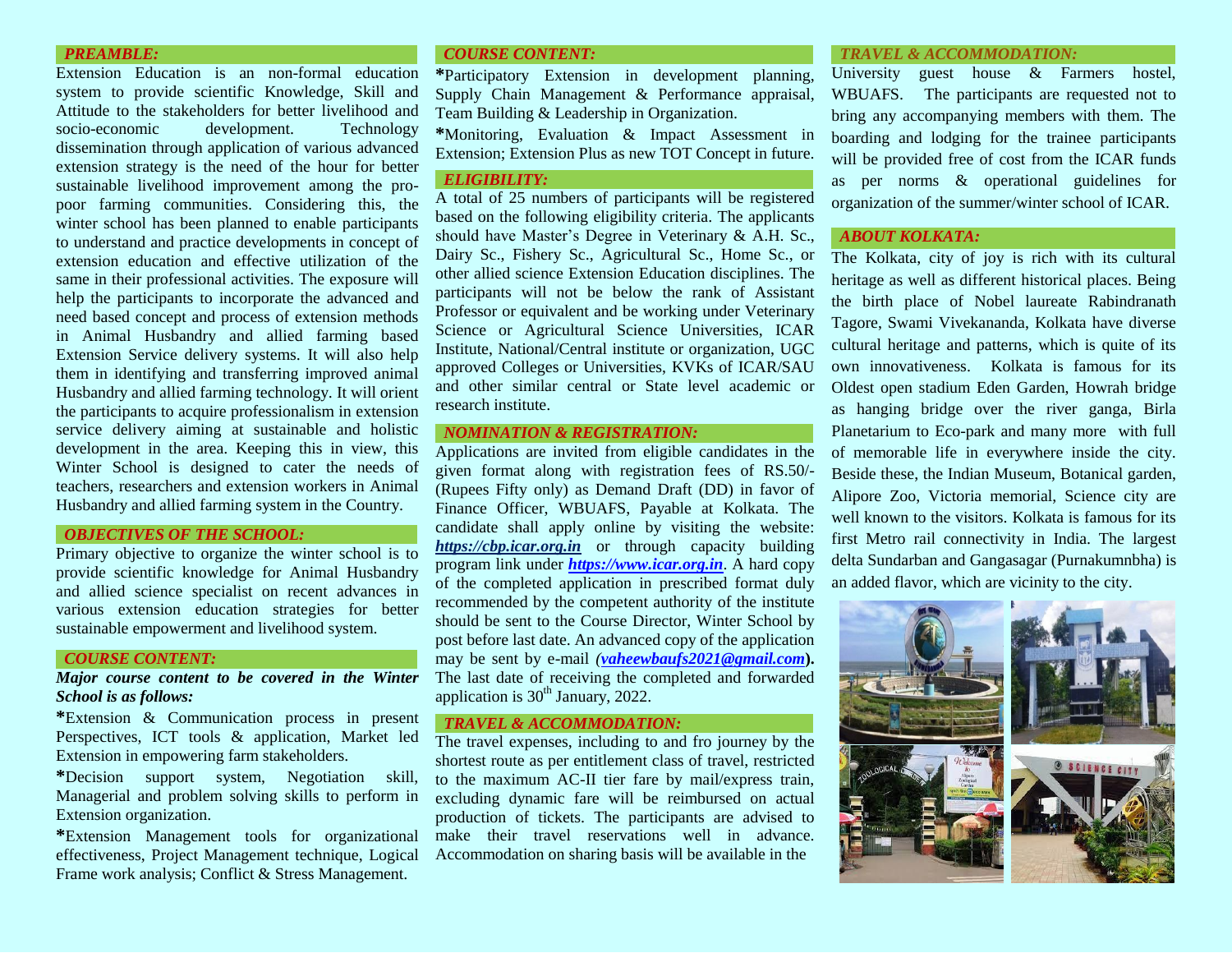## *PREAMBLE:*

Extension Education is an non-formal education system to provide scientific Knowledge, Skill and Attitude to the stakeholders for better livelihood and socio-economic development. Technology dissemination through application of various advanced extension strategy is the need of the hour for better sustainable livelihood improvement among the pro-poor farming communities. Considering this, the winter school has been planned to enable participants to understand and practice developments in concept of extension education and effective utilization of the same in their professional activities. The exposure will help the participants to incorporate the advanced and need based concept and process of extension methods in Animal Husbandry and allied farming based Extension Service delivery systems. It will also help them in identifying and transferring improved animal Husbandry and allied farming technology. It will orient the participants to acquire professionalism in extension service delivery aiming at sustainable and holistic development in the area. Keeping this in view, this Winter School is designed to cater the needs of teachers, researchers and extension workers in Animal Husbandry and allied farming system in the Country.

## *OBJECTIVES OF THE SCHOOL:*

Primary objective to organize the winter school is to provide scientific knowledge for Animal Husbandry and allied science specialist on recent advances in various extension education strategies for better sustainable empowerment and livelihood system.

## *COURSE CONTENT:*

***Major course content to be covered in the Winter School is as follows:***

**\***Extension & Communication process in present Perspectives, ICT tools & application, Market led Extension in empowering farm stakeholders.

**\***Decision support system, Negotiation skill, Managerial and problem solving skills to perform in Extension organization.

**\***Extension Management tools for organizational effectiveness, Project Management technique, Logical Frame work analysis; Conflict & Stress Management.

## *COURSE CONTENT:*

**\***Participatory Extension in development planning, Supply Chain Management & Performance appraisal, Team Building & Leadership in Organization.

**\***Monitoring, Evaluation & Impact Assessment in Extension; Extension Plus as new TOT Concept in future.

## *ELIGIBILITY:*

A total of 25 numbers of participants will be registered based on the following eligibility criteria. The applicants should have Master's Degree in Veterinary & A.H. Sc., Dairy Sc., Fishery Sc., Agricultural Sc., Home Sc., or other allied science Extension Education disciplines. The participants will not be below the rank of Assistant Professor or equivalent and be working under Veterinary Science or Agricultural Science Universities, ICAR Institute, National/Central institute or organization, UGC approved Colleges or Universities, KVKs of ICAR/SAU and other similar central or State level academic or research institute.

## *NOMINATION & REGISTRATION:*

Applications are invited from eligible candidates in the given format along with registration fees of RS.50/- (Rupees Fifty only) as Demand Draft (DD) in favor of Finance Officer, WBUAFS, Payable at Kolkata. The candidate shall apply online by visiting the website: ***https://cbp.icar.org.in*** or through capacity building program link under ***https://www.icar.org.in***. A hard copy of the completed application in prescribed format duly recommended by the competent authority of the institute should be sent to the Course Director, Winter School by post before last date. An advanced copy of the application may be sent by e-mail (***vaheewbaufs2021@gmail.com***). The last date of receiving the completed and forwarded application is 30th January, 2022.

## *TRAVEL & ACCOMMODATION:*

The travel expenses, including to and fro journey by the shortest route as per entitlement class of travel, restricted to the maximum AC-II tier fare by mail/express train, excluding dynamic fare will be reimbursed on actual production of tickets. The participants are advised to make their travel reservations well in advance. Accommodation on sharing basis will be available in the

## *TRAVEL & ACCOMMODATION:*

University guest house & Farmers hostel, WBUAFS. The participants are requested not to bring any accompanying members with them. The boarding and lodging for the trainee participants will be provided free of cost from the ICAR funds as per norms & operational guidelines for organization of the summer/winter school of ICAR.

## *ABOUT KOLKATA:*

The Kolkata, city of joy is rich with its cultural heritage as well as different historical places. Being the birth place of Nobel laureate Rabindranath Tagore, Swami Vivekananda, Kolkata have diverse cultural heritage and patterns, which is quite of its own innovativeness. Kolkata is famous for its Oldest open stadium Eden Garden, Howrah bridge as hanging bridge over the river ganga, Birla Planetarium to Eco-park and many more with full of memorable life in everywhere inside the city. Beside these, the Indian Museum, Botanical garden, Alipore Zoo, Victoria memorial, Science city are well known to the visitors. Kolkata is famous for its first Metro rail connectivity in India. The largest delta Sundarban and Gangasagar (Purnakumnbha) is an added flavor, which are vicinity to the city.